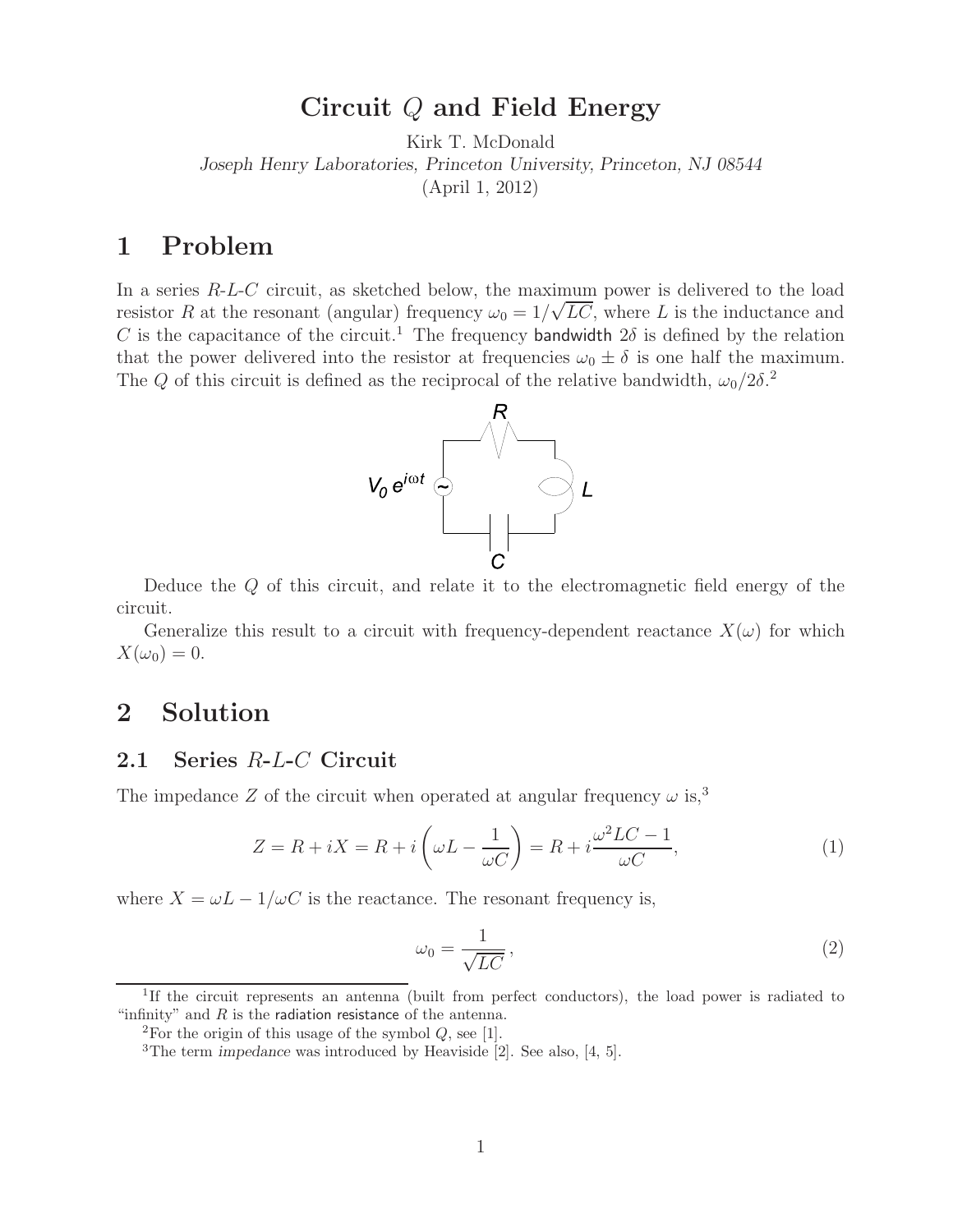# Circuit $Q$ and Field Energy

Kirk T. McDonald
*Joseph Henry Laboratories, Princeton University, Princeton, NJ 08544*
(April 1, 2012)

## 1 Problem

In a series $R$-$L$-$C$ circuit, as sketched below, the maximum power is delivered to the load resistor $R$ at the resonant (angular) frequency $\omega_0 = 1/\sqrt{LC}$, where $L$ is the inductance and $C$ is the capacitance of the circuit.[1] The frequency bandwidth $2\delta$ is defined by the relation that the power delivered into the resistor at frequencies $\omega_0 \pm \delta$ is one half the maximum. The $Q$ of this circuit is defined as the reciprocal of the relative bandwidth, $\omega_0/2\delta$.[2]

Deduce the $Q$ of this circuit, and relate it to the electromagnetic field energy of the circuit.

Generalize this result to a circuit with frequency-dependent reactance $X(\omega)$ for which $X(\omega_0) = 0$.

## 2 Solution

### 2.1 Series $R$-$L$-$C$ Circuit

The impedance $Z$ of the circuit when operated at angular frequency $\omega$ is,[3]

$$Z = R + iX = R + i\left(\omega L - \frac{1}{\omega C}\right) = R + i\frac{\omega^2 LC - 1}{\omega C}, \tag{1}$$

where $X = \omega L - 1/\omega C$ is the reactance. The resonant frequency is,

$$\omega_0 = \frac{1}{\sqrt{LC}}, \tag{2}$$

---

[1] If the circuit represents an antenna (built from perfect conductors), the load power is radiated to "infinity" and $R$ is the radiation resistance of the antenna.

[2] For the origin of this usage of the symbol $Q$, see [1].

[3] The term *impedance* was introduced by Heaviside [2]. See also, [4, 5].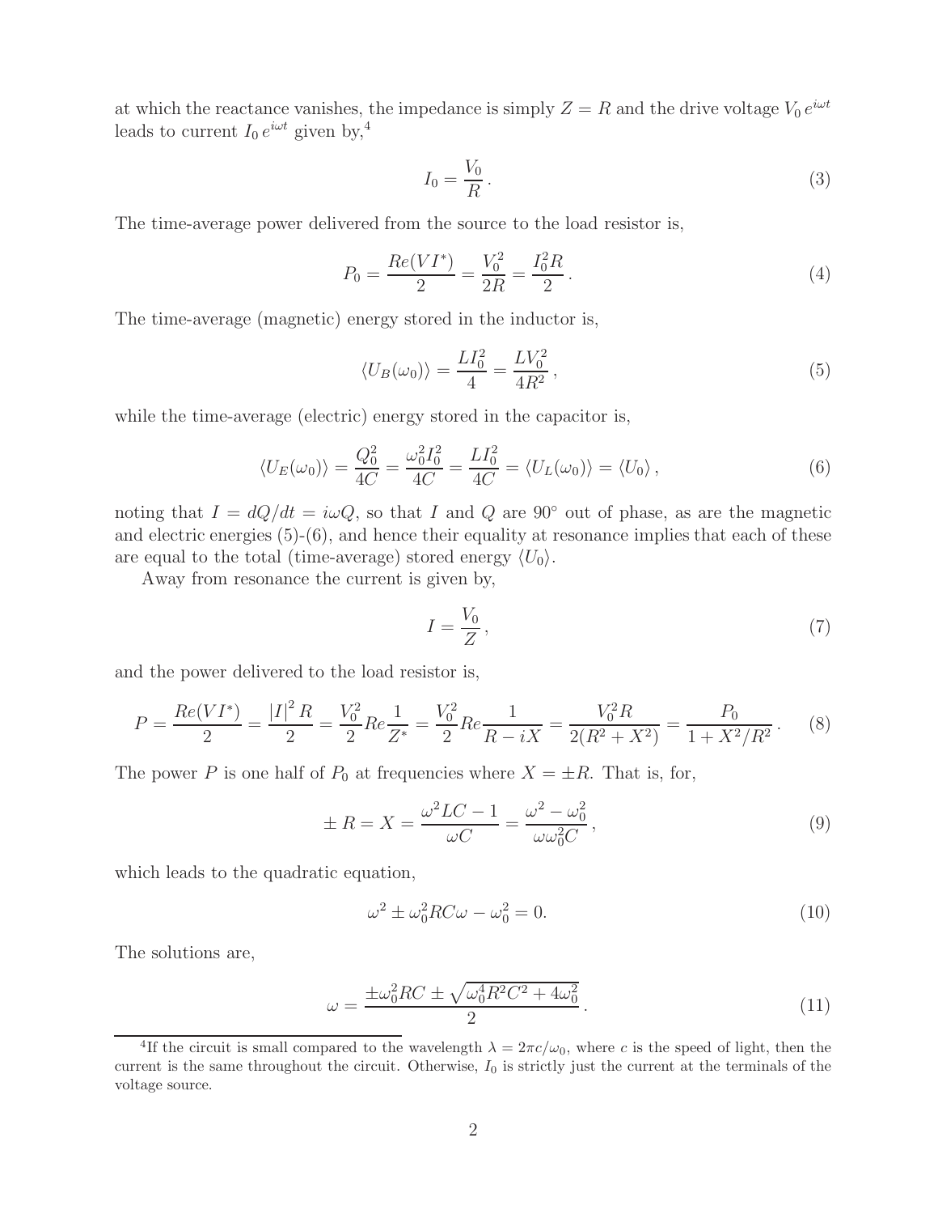at which the reactance vanishes, the impedance is simply $Z = R$ and the drive voltage $V_0 \, e^{i\omega t}$ leads to current $I_0 \, e^{i\omega t}$ given by,[4]

$$
I_0 = \frac{V_0}{R} . \tag{3}
$$

The time-average power delivered from the source to the load resistor is,

$$
P_0 = \frac{Re(VI^\star)}{2} = \frac{V_0^2}{2R} = \frac{I_0^2 R}{2} . \tag{4}
$$

The time-average (magnetic) energy stored in the inductor is,

$$
\langle U_B(\omega_0) \rangle = \frac{L I_0^2}{4} = \frac{L V_0^2}{4R^2} , \tag{5}
$$

while the time-average (electric) energy stored in the capacitor is,

$$
\langle U_E(\omega_0) \rangle = \frac{Q_0^2}{4C} = \frac{\omega_0^2 I_0^2}{4C} = \frac{L I_0^2}{4C} = \langle U_L(\omega_0) \rangle = \langle U_0 \rangle , \tag{6}
$$

noting that $I = dQ/dt = i\omega Q$, so that $I$ and $Q$ are $90^\circ$ out of phase, as are the magnetic and electric energies (5)-(6), and hence their equality at resonance implies that each of these are equal to the total (time-average) stored energy $\langle U_0 \rangle$.

Away from resonance the current is given by,

$$
I = \frac{V_0}{Z} , \tag{7}
$$

and the power delivered to the load resistor is,

$$
P = \frac{Re(VI^\star)}{2} = \frac{|I|^2 R}{2} = \frac{V_0^2}{2} Re \frac{1}{Z^\star} = \frac{V_0^2}{2} Re \frac{1}{R - iX} = \frac{V_0^2 R}{2(R^2 + X^2)} = \frac{P_0}{1 + X^2/R^2} . \tag{8}
$$

The power $P$ is one half of $P_0$ at frequencies where $X = \pm R$. That is, for,

$$
\pm R = X = \frac{\omega^2 LC - 1}{\omega C} = \frac{\omega^2 - \omega_0^2}{\omega \omega_0^2 C} , \tag{9}
$$

which leads to the quadratic equation,

$$
\omega^2 \pm \omega_0^2 RC\omega - \omega_0^2 = 0. \tag{10}
$$

The solutions are,

$$
\omega = \frac{\pm \omega_0^2 RC \pm \sqrt{\omega_0^4 R^2 C^2 + 4\omega_0^2}}{2} . \tag{11}
$$

[4]If the circuit is small compared to the wavelength $\lambda = 2\pi c/\omega_0$, where $c$ is the speed of light, then the current is the same throughout the circuit. Otherwise, $I_0$ is strictly just the current at the terminals of the voltage source.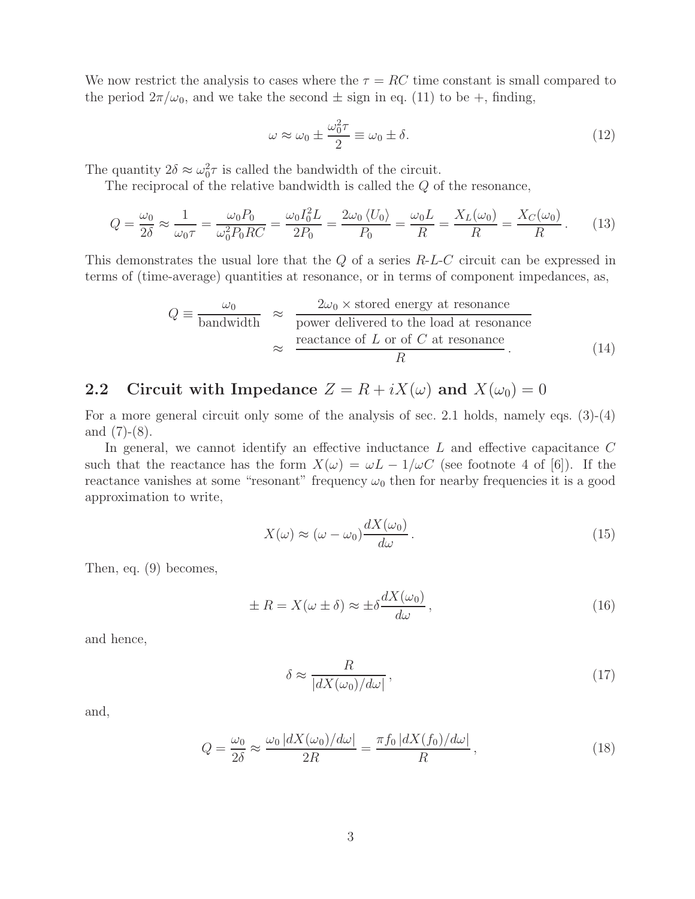We now restrict the analysis to cases where the $\tau = RC$ time constant is small compared to the period $2\pi/\omega_0$, and we take the second $\pm$ sign in eq. (11) to be +, finding,

$$\omega \approx \omega_0 \pm \frac{\omega_0^2 \tau}{2} \equiv \omega_0 \pm \delta. \tag{12}$$

The quantity $2\delta \approx \omega_0^2 \tau$ is called the bandwidth of the circuit.

The reciprocal of the relative bandwidth is called the $Q$ of the resonance,

$$Q = \frac{\omega_0}{2\delta} \approx \frac{1}{\omega_0 \tau} = \frac{\omega_0 P_0}{\omega_0^2 P_0 RC} = \frac{\omega_0 I_0^2 L}{2P_0} = \frac{2\omega_0 \langle U_0 \rangle}{P_0} = \frac{\omega_0 L}{R} = \frac{X_L(\omega_0)}{R} = \frac{X_C(\omega_0)}{R}. \tag{13}$$

This demonstrates the usual lore that the $Q$ of a series $R$-$L$-$C$ circuit can be expressed in terms of (time-average) quantities at resonance, or in terms of component impedances, as,

$$\begin{aligned} Q \equiv \frac{\omega_0}{\text{bandwidth}} &\approx \frac{2\omega_0 \times \text{stored energy at resonance}}{\text{power delivered to the load at resonance}} \\ &\approx \frac{\text{reactance of } L \text{ or of } C \text{ at resonance}}{R}. \end{aligned} \tag{14}$$

## 2.2 Circuit with Impedance $Z = R + iX(\omega)$ and $X(\omega_0) = 0$

For a more general circuit only some of the analysis of sec. 2.1 holds, namely eqs. (3)-(4) and (7)-(8).

In general, we cannot identify an effective inductance $L$ and effective capacitance $C$ such that the reactance has the form $X(\omega) = \omega L - 1/\omega C$ (see footnote 4 of [6]). If the reactance vanishes at some "resonant" frequency $\omega_0$ then for nearby frequencies it is a good approximation to write,

$$X(\omega) \approx (\omega - \omega_0) \frac{dX(\omega_0)}{d\omega}. \tag{15}$$

Then, eq. (9) becomes,

$$\pm R = X(\omega \pm \delta) \approx \pm \delta \frac{dX(\omega_0)}{d\omega}, \tag{16}$$

and hence,

$$\delta \approx \frac{R}{|dX(\omega_0)/d\omega|}, \tag{17}$$

and,

$$Q = \frac{\omega_0}{2\delta} \approx \frac{\omega_0 \, |dX(\omega_0)/d\omega|}{2R} = \frac{\pi f_0 \, |dX(f_0)/d\omega|}{R}, \tag{18}$$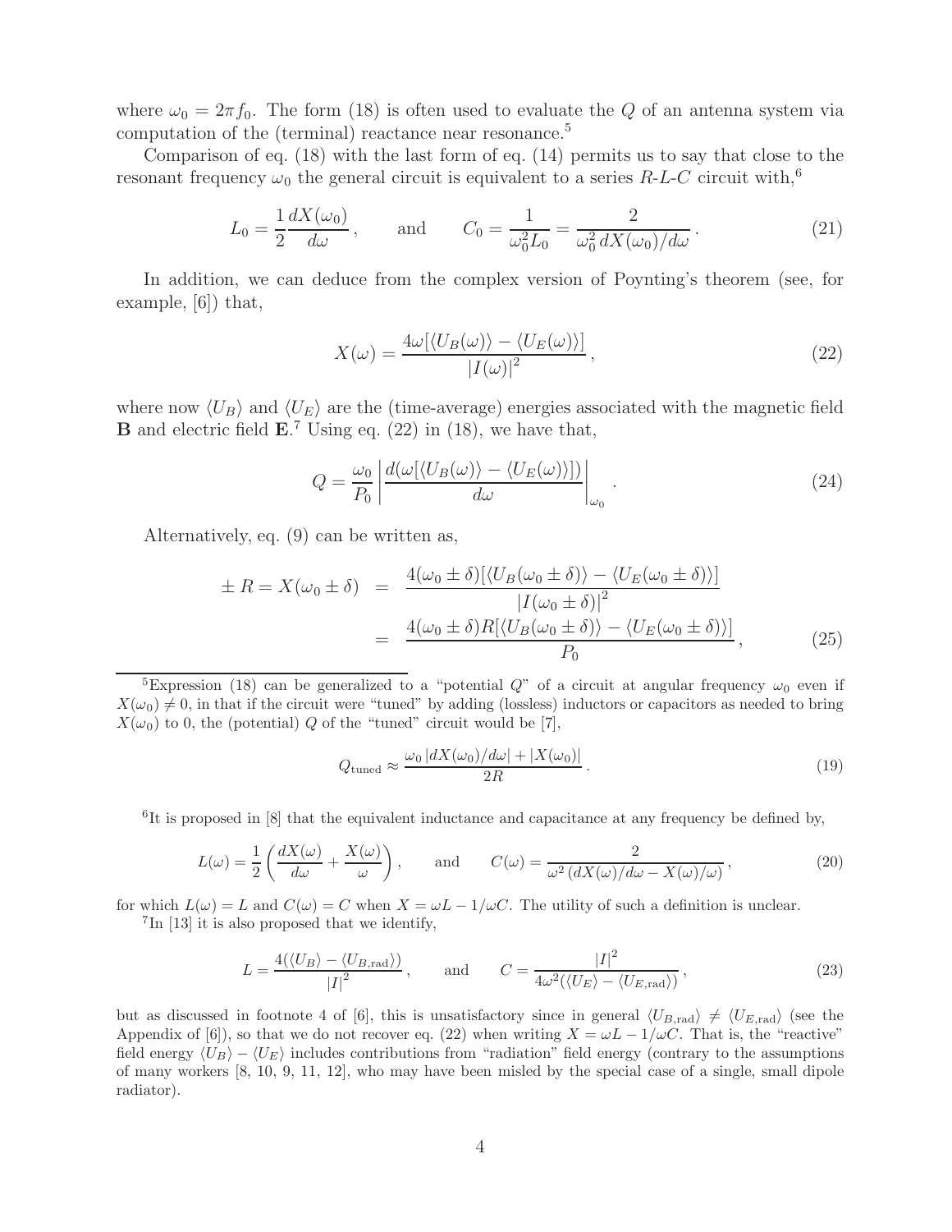where $\omega_0 = 2\pi f_0$. The form (18) is often used to evaluate the $Q$ of an antenna system via computation of the (terminal) reactance near resonance.[5]

Comparison of eq. (18) with the last form of eq. (14) permits us to say that close to the resonant frequency $\omega_0$ the general circuit is equivalent to a series $R$-$L$-$C$ circuit with,[6]

$$L_0 = \frac{1}{2}\frac{dX(\omega_0)}{d\omega}, \qquad \text{and} \qquad C_0 = \frac{1}{\omega_0^2 L_0} = \frac{2}{\omega_0^2\, dX(\omega_0)/d\omega}. \tag{21}$$

In addition, we can deduce from the complex version of Poynting's theorem (see, for example, [6]) that,

$$X(\omega) = \frac{4\omega[\langle U_B(\omega)\rangle - \langle U_E(\omega)\rangle]}{|I(\omega)|^2}, \tag{22}$$

where now $\langle U_B\rangle$ and $\langle U_E\rangle$ are the (time-average) energies associated with the magnetic field $\mathbf{B}$ and electric field $\mathbf{E}$.[7] Using eq. (22) in (18), we have that,

$$Q = \frac{\omega_0}{P_0}\left|\frac{d(\omega[\langle U_B(\omega)\rangle - \langle U_E(\omega)\rangle])}{d\omega}\right|_{\omega_0}. \tag{24}$$

Alternatively, eq. (9) can be written as,

$$\begin{aligned} \pm R = X(\omega_0 \pm \delta) &= \frac{4(\omega_0 \pm \delta)[\langle U_B(\omega_0 \pm \delta)\rangle - \langle U_E(\omega_0 \pm \delta)\rangle]}{|I(\omega_0 \pm \delta)|^2} \\ &= \frac{4(\omega_0 \pm \delta)R[\langle U_B(\omega_0 \pm \delta)\rangle - \langle U_E(\omega_0 \pm \delta)\rangle]}{P_0}, \end{aligned} \tag{25}$$

---

[5] Expression (18) can be generalized to a "potential $Q$" of a circuit at angular frequency $\omega_0$ even if $X(\omega_0) \neq 0$, in that if the circuit were "tuned" by adding (lossless) inductors or capacitors as needed to bring $X(\omega_0)$ to 0, the (potential) $Q$ of the "tuned" circuit would be [7],

$$Q_{\text{tuned}} \approx \frac{\omega_0\,|dX(\omega_0)/d\omega| + |X(\omega_0)|}{2R}. \tag{19}$$

[6] It is proposed in [8] that the equivalent inductance and capacitance at any frequency be defined by,

$$L(\omega) = \frac{1}{2}\left(\frac{dX(\omega)}{d\omega} + \frac{X(\omega)}{\omega}\right), \qquad \text{and} \qquad C(\omega) = \frac{2}{\omega^2\,(dX(\omega)/d\omega - X(\omega)/\omega)}, \tag{20}$$

for which $L(\omega) = L$ and $C(\omega) = C$ when $X = \omega L - 1/\omega C$. The utility of such a definition is unclear.

[7] In [13] it is also proposed that we identify,

$$L = \frac{4(\langle U_B\rangle - \langle U_{B,\text{rad}}\rangle)}{|I|^2}, \qquad \text{and} \qquad C = \frac{|I|^2}{4\omega^2(\langle U_E\rangle - \langle U_{E,\text{rad}}\rangle)}, \tag{23}$$

but as discussed in footnote 4 of [6], this is unsatisfactory since in general $\langle U_{B,\text{rad}}\rangle \neq \langle U_{E,\text{rad}}\rangle$ (see the Appendix of [6]), so that we do not recover eq. (22) when writing $X = \omega L - 1/\omega C$. That is, the "reactive" field energy $\langle U_B\rangle - \langle U_E\rangle$ includes contributions from "radiation" field energy (contrary to the assumptions of many workers [8, 10, 9, 11, 12], who may have been misled by the special case of a single, small dipole radiator).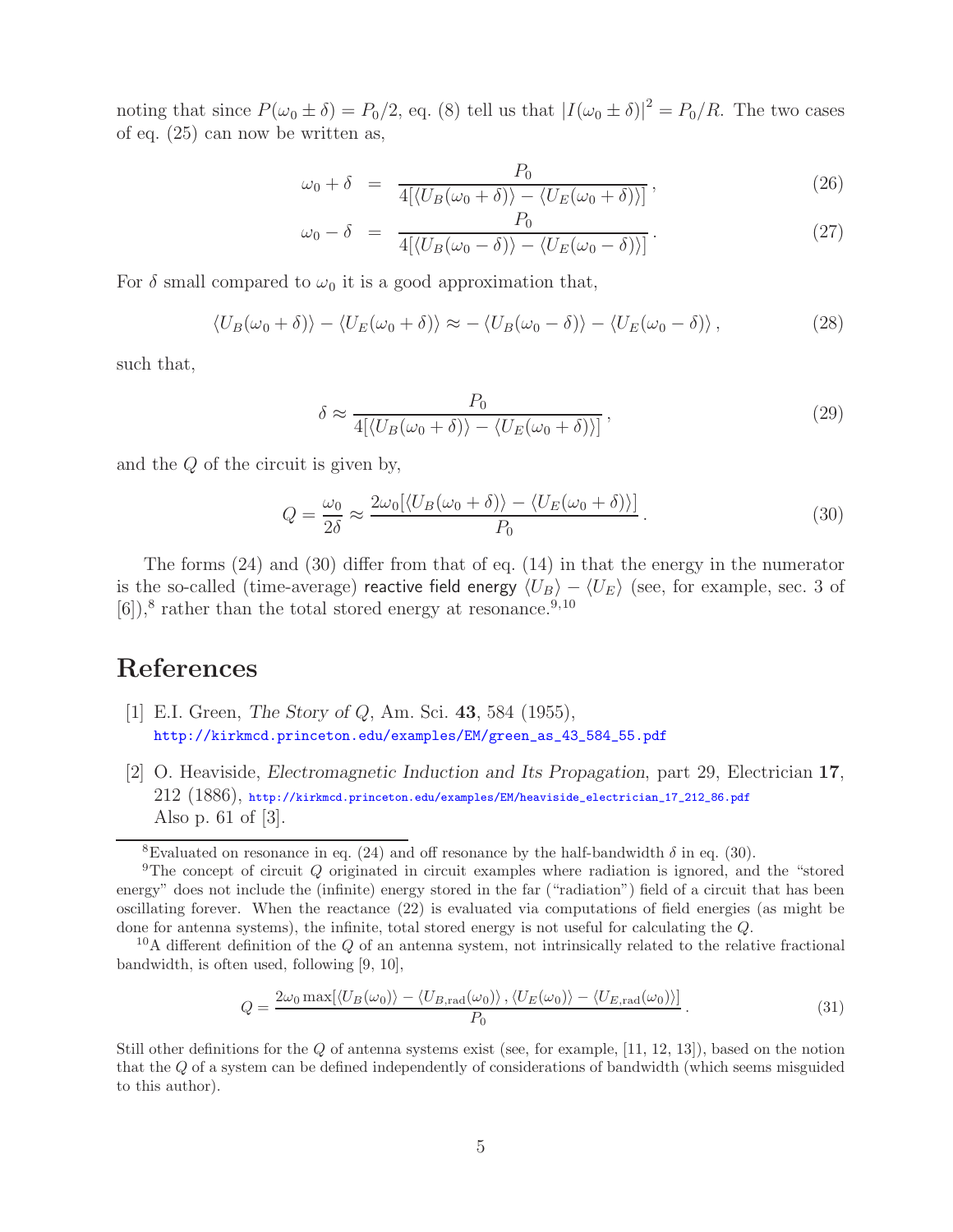noting that since $P(\omega_0 \pm \delta) = P_0/2$, eq. (8) tell us that $|I(\omega_0 \pm \delta)|^2 = P_0/R$. The two cases of eq. (25) can now be written as,

$$\omega_0 + \delta = \frac{P_0}{4[\langle U_B(\omega_0+\delta)\rangle - \langle U_E(\omega_0+\delta)\rangle]}, \tag{26}$$

$$\omega_0 - \delta = \frac{P_0}{4[\langle U_B(\omega_0-\delta)\rangle - \langle U_E(\omega_0-\delta)\rangle]}. \tag{27}$$

For $\delta$ small compared to $\omega_0$ it is a good approximation that,

$$\langle U_B(\omega_0+\delta)\rangle - \langle U_E(\omega_0+\delta)\rangle \approx -\langle U_B(\omega_0-\delta)\rangle - \langle U_E(\omega_0-\delta)\rangle, \tag{28}$$

such that,

$$\delta \approx \frac{P_0}{4[\langle U_B(\omega_0+\delta)\rangle - \langle U_E(\omega_0+\delta)\rangle]}, \tag{29}$$

and the $Q$ of the circuit is given by,

$$Q = \frac{\omega_0}{2\delta} \approx \frac{2\omega_0[\langle U_B(\omega_0+\delta)\rangle - \langle U_E(\omega_0+\delta)\rangle]}{P_0}. \tag{30}$$

The forms (24) and (30) differ from that of eq. (14) in that the energy in the numerator is the so-called (time-average) reactive field energy $\langle U_B\rangle - \langle U_E\rangle$ (see, for example, sec. 3 of [6]),[8] rather than the total stored energy at resonance.[9,10]

## References

[1] E.I. Green, *The Story of Q*, Am. Sci. **43**, 584 (1955), http://kirkmcd.princeton.edu/examples/EM/green_as_43_584_55.pdf

[2] O. Heaviside, *Electromagnetic Induction and Its Propagation*, part 29, Electrician **17**, 212 (1886), http://kirkmcd.princeton.edu/examples/EM/heaviside_electrician_17_212_86.pdf Also p. 61 of [3].

---

[8] Evaluated on resonance in eq. (24) and off resonance by the half-bandwidth $\delta$ in eq. (30).

[9] The concept of circuit $Q$ originated in circuit examples where radiation is ignored, and the "stored energy" does not include the (infinite) energy stored in the far ("radiation") field of a circuit that has been oscillating forever. When the reactance (22) is evaluated via computations of field energies (as might be done for antenna systems), the infinite, total stored energy is not useful for calculating the $Q$.

[10] A different definition of the $Q$ of an antenna system, not intrinsically related to the relative fractional bandwidth, is often used, following [9, 10],

$$Q = \frac{2\omega_0 \max[\langle U_B(\omega_0)\rangle - \langle U_{B,\text{rad}}(\omega_0)\rangle, \langle U_E(\omega_0)\rangle - \langle U_{E,\text{rad}}(\omega_0)\rangle]}{P_0}. \tag{31}$$

Still other definitions for the $Q$ of antenna systems exist (see, for example, [11, 12, 13]), based on the notion that the $Q$ of a system can be defined independently of considerations of bandwidth (which seems misguided to this author).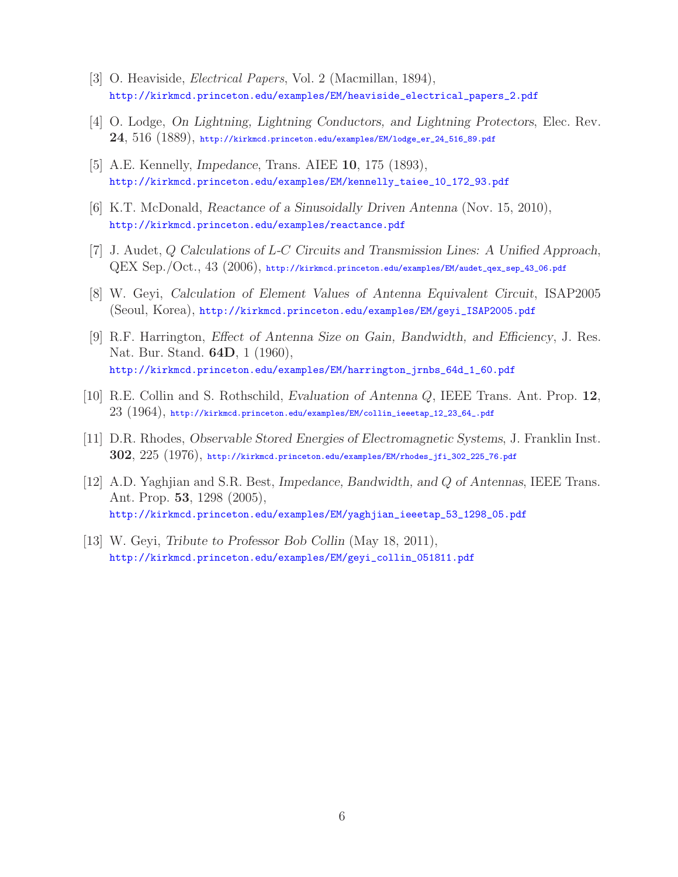[3] O. Heaviside, *Electrical Papers*, Vol. 2 (Macmillan, 1894),
http://kirkmcd.princeton.edu/examples/EM/heaviside_electrical_papers_2.pdf

[4] O. Lodge, *On Lightning, Lightning Conductors, and Lightning Protectors*, Elec. Rev. **24**, 516 (1889), http://kirkmcd.princeton.edu/examples/EM/lodge_er_24_516_89.pdf

[5] A.E. Kennelly, *Impedance*, Trans. AIEE **10**, 175 (1893),
http://kirkmcd.princeton.edu/examples/EM/kennelly_taiee_10_172_93.pdf

[6] K.T. McDonald, *Reactance of a Sinusoidally Driven Antenna* (Nov. 15, 2010),
http://kirkmcd.princeton.edu/examples/reactance.pdf

[7] J. Audet, *Q Calculations of L-C Circuits and Transmission Lines: A Unified Approach*, QEX Sep./Oct., 43 (2006), http://kirkmcd.princeton.edu/examples/EM/audet_qex_sep_43_06.pdf

[8] W. Geyi, *Calculation of Element Values of Antenna Equivalent Circuit*, ISAP2005 (Seoul, Korea), http://kirkmcd.princeton.edu/examples/EM/geyi_ISAP2005.pdf

[9] R.F. Harrington, *Effect of Antenna Size on Gain, Bandwidth, and Efficiency*, J. Res. Nat. Bur. Stand. **64D**, 1 (1960),
http://kirkmcd.princeton.edu/examples/EM/harrington_jrnbs_64d_1_60.pdf

[10] R.E. Collin and S. Rothschild, *Evaluation of Antenna Q*, IEEE Trans. Ant. Prop. **12**, 23 (1964), http://kirkmcd.princeton.edu/examples/EM/collin_ieeetap_12_23_64_.pdf

[11] D.R. Rhodes, *Observable Stored Energies of Electromagnetic Systems*, J. Franklin Inst. **302**, 225 (1976), http://kirkmcd.princeton.edu/examples/EM/rhodes_jfi_302_225_76.pdf

[12] A.D. Yaghjian and S.R. Best, *Impedance, Bandwidth, and Q of Antennas*, IEEE Trans. Ant. Prop. **53**, 1298 (2005),
http://kirkmcd.princeton.edu/examples/EM/yaghjian_ieeetap_53_1298_05.pdf

[13] W. Geyi, *Tribute to Professor Bob Collin* (May 18, 2011),
http://kirkmcd.princeton.edu/examples/EM/geyi_collin_051811.pdf